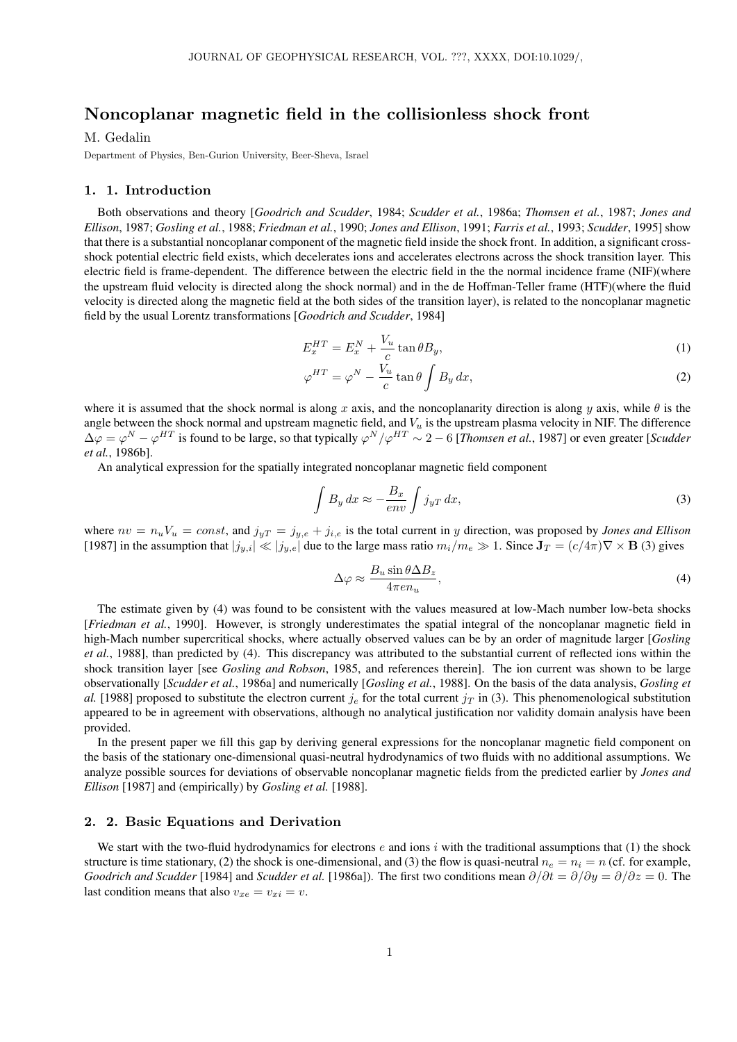# Noncoplanar magnetic field in the collisionless shock front

M. Gedalin

Department of Physics, Ben-Gurion University, Beer-Sheva, Israel

## 1. 1. Introduction

Both observations and theory [*Goodrich and Scudder*, 1984; *Scudder et al.*, 1986a; *Thomsen et al.*, 1987; *Jones and Ellison*, 1987; *Gosling et al.*, 1988; *Friedman et al.*, 1990; *Jones and Ellison*, 1991; *Farris et al.*, 1993; *Scudder*, 1995] show that there is a substantial noncoplanar component of the magnetic field inside the shock front. In addition, a significant cross-shock potential electric field exists, which decelerates ions and accelerates electrons across the shock transition layer. This electric field is frame-dependent. The difference between the electric field in the the normal incidence frame (NIF)(where the upstream fluid velocity is directed along the shock normal) and in the de Hoffman-Teller frame (HTF)(where the fluid velocity is directed along the magnetic field at the both sides of the transition layer), is related to the noncoplanar magnetic field by the usual Lorentz transformations [*Goodrich and Scudder*, 1984]

$$E_x^{HT} = E_x^N + \frac{V_u}{c}\tan\theta B_y, \tag{1}$$

$$\varphi^{HT} = \varphi^N - \frac{V_u}{c}\tan\theta \int B_y\, dx, \tag{2}$$

where it is assumed that the shock normal is along $x$ axis, and the noncoplanarity direction is along $y$ axis, while $\theta$ is the angle between the shock normal and upstream magnetic field, and $V_u$ is the upstream plasma velocity in NIF. The difference $\Delta\varphi = \varphi^N - \varphi^{HT}$ is found to be large, so that typically $\varphi^N/\varphi^{HT} \sim 2-6$ [*Thomsen et al.*, 1987] or even greater [*Scudder et al.*, 1986b].

An analytical expression for the spatially integrated noncoplanar magnetic field component

$$\int B_y\, dx \approx -\frac{B_x}{env}\int j_{yT}\, dx, \tag{3}$$

where $nv = n_u V_u = const$, and $j_{yT} = j_{y,e} + j_{i,e}$ is the total current in $y$ direction, was proposed by *Jones and Ellison* [1987] in the assumption that $|j_{y,i}| \ll |j_{y,e}|$ due to the large mass ratio $m_i/m_e \gg 1$. Since $\mathbf{J}_T = (c/4\pi)\nabla\times\mathbf{B}$ (3) gives

$$\Delta\varphi \approx \frac{B_u \sin\theta \Delta B_z}{4\pi e n_u}, \tag{4}$$

The estimate given by (4) was found to be consistent with the values measured at low-Mach number low-beta shocks [*Friedman et al.*, 1990]. However, is strongly underestimates the spatial integral of the noncoplanar magnetic field in high-Mach number supercritical shocks, where actually observed values can be by an order of magnitude larger [*Gosling et al.*, 1988], than predicted by (4). This discrepancy was attributed to the substantial current of reflected ions within the shock transition layer [see *Gosling and Robson*, 1985, and references therein]. The ion current was shown to be large observationally [*Scudder et al.*, 1986a] and numerically [*Gosling et al.*, 1988]. On the basis of the data analysis, *Gosling et al.* [1988] proposed to substitute the electron current $j_e$ for the total current $j_T$ in (3). This phenomenological substitution appeared to be in agreement with observations, although no analytical justification nor validity domain analysis have been provided.

In the present paper we fill this gap by deriving general expressions for the noncoplanar magnetic field component on the basis of the stationary one-dimensional quasi-neutral hydrodynamics of two fluids with no additional assumptions. We analyze possible sources for deviations of observable noncoplanar magnetic fields from the predicted earlier by *Jones and Ellison* [1987] and (empirically) by *Gosling et al.* [1988].

## 2. 2. Basic Equations and Derivation

We start with the two-fluid hydrodynamics for electrons $e$ and ions $i$ with the traditional assumptions that (1) the shock structure is time stationary, (2) the shock is one-dimensional, and (3) the flow is quasi-neutral $n_e = n_i = n$ (cf. for example, *Goodrich and Scudder* [1984] and *Scudder et al.* [1986a]). The first two conditions mean $\partial/\partial t = \partial/\partial y = \partial/\partial z = 0$. The last condition means that also $v_{xe} = v_{xi} = v$.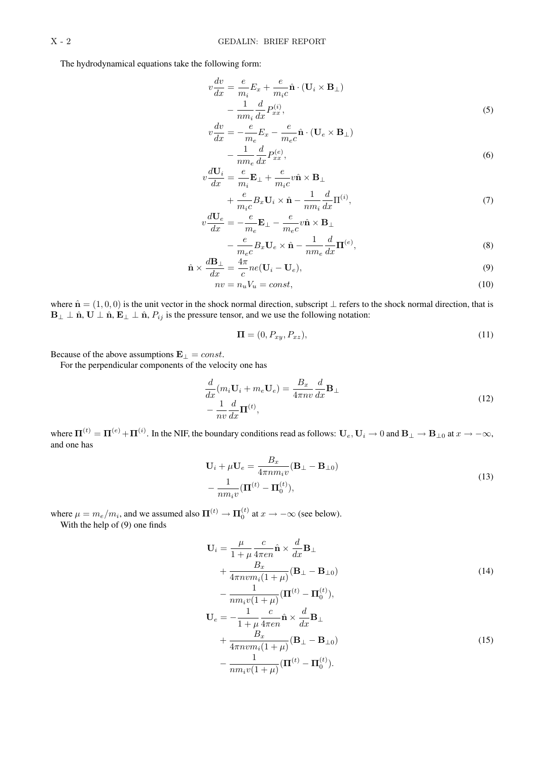The hydrodynamical equations take the following form:

$$
\begin{aligned}
v\frac{dv}{dx} &= \frac{e}{m_i}E_x + \frac{e}{m_i c}\hat{\mathbf{n}}\cdot(\mathbf{U}_i \times \mathbf{B}_\perp) \\
&\quad - \frac{1}{nm_i}\frac{d}{dx}P^{(i)}_{xx},
\end{aligned} \tag{5}
$$

$$
\begin{aligned}
v\frac{dv}{dx} &= -\frac{e}{m_e}E_x - \frac{e}{m_e c}\hat{\mathbf{n}}\cdot(\mathbf{U}_e \times \mathbf{B}_\perp) \\
&\quad - \frac{1}{nm_e}\frac{d}{dx}P^{(e)}_{xx},
\end{aligned} \tag{6}
$$

$$
\begin{aligned}
v\frac{d\mathbf{U}_i}{dx} &= \frac{e}{m_i}\mathbf{E}_\perp + \frac{e}{m_i c}v\hat{\mathbf{n}}\times\mathbf{B}_\perp \\
&\quad + \frac{e}{m_i c}B_x\mathbf{U}_i\times\hat{\mathbf{n}} - \frac{1}{nm_i}\frac{d}{dx}\Pi^{(i)},
\end{aligned} \tag{7}
$$

$$
\begin{aligned}
v\frac{d\mathbf{U}_e}{dx} &= -\frac{e}{m_e}\mathbf{E}_\perp - \frac{e}{m_e c}v\hat{\mathbf{n}}\times\mathbf{B}_\perp \\
&\quad - \frac{e}{m_e c}B_x\mathbf{U}_e\times\hat{\mathbf{n}} - \frac{1}{nm_e}\frac{d}{dx}\mathbf{\Pi}^{(e)},
\end{aligned} \tag{8}
$$

$$
\hat{\mathbf{n}}\times\frac{d\mathbf{B}_\perp}{dx} = \frac{4\pi}{c}ne(\mathbf{U}_i - \mathbf{U}_e), \tag{9}
$$

$$
nv = n_u V_u = const, \tag{10}
$$

where $\hat{\mathbf{n}} = (1,0,0)$ is the unit vector in the shock normal direction, subscript $\perp$ refers to the shock normal direction, that is $\mathbf{B}_\perp \perp \hat{\mathbf{n}}$, $\mathbf{U} \perp \hat{\mathbf{n}}$, $\mathbf{E}_\perp \perp \hat{\mathbf{n}}$, $P_{ij}$ is the pressure tensor, and we use the following notation:

$$
\mathbf{\Pi} = (0, P_{xy}, P_{xz}), \tag{11}
$$

Because of the above assumptions $\mathbf{E}_\perp = const$.

For the perpendicular components of the velocity one has

$$
\begin{aligned}
&\frac{d}{dx}(m_i\mathbf{U}_i + m_e\mathbf{U}_e) = \frac{B_x}{4\pi nv}\frac{d}{dx}\mathbf{B}_\perp \\
&- \frac{1}{nv}\frac{d}{dx}\mathbf{\Pi}^{(t)},
\end{aligned} \tag{12}
$$

where $\mathbf{\Pi}^{(t)} = \mathbf{\Pi}^{(e)} + \mathbf{\Pi}^{(i)}$. In the NIF, the boundary conditions read as follows: $\mathbf{U}_e, \mathbf{U}_i \to 0$ and $\mathbf{B}_\perp \to \mathbf{B}_{\perp 0}$ at $x \to -\infty$, and one has

$$
\begin{aligned}
&\mathbf{U}_i + \mu\mathbf{U}_e = \frac{B_x}{4\pi nm_i v}(\mathbf{B}_\perp - \mathbf{B}_{\perp 0}) \\
&- \frac{1}{nm_i v}(\mathbf{\Pi}^{(t)} - \mathbf{\Pi}^{(t)}_0),
\end{aligned} \tag{13}
$$

where $\mu = m_e/m_i$, and we assumed also $\mathbf{\Pi}^{(t)} \to \mathbf{\Pi}^{(t)}_0$ at $x \to -\infty$ (see below).

With the help of (9) one finds

$$
\begin{aligned}
\mathbf{U}_i &= \frac{\mu}{1+\mu}\frac{c}{4\pi en}\hat{\mathbf{n}}\times\frac{d}{dx}\mathbf{B}_\perp \\
&\quad + \frac{B_x}{4\pi nvm_i(1+\mu)}(\mathbf{B}_\perp - \mathbf{B}_{\perp 0}) \\
&\quad - \frac{1}{nm_i v(1+\mu)}(\mathbf{\Pi}^{(t)} - \mathbf{\Pi}^{(t)}_0),
\end{aligned} \tag{14}
$$

$$
\begin{aligned}
\mathbf{U}_e &= -\frac{1}{1+\mu}\frac{c}{4\pi en}\hat{\mathbf{n}}\times\frac{d}{dx}\mathbf{B}_\perp \\
&\quad + \frac{B_x}{4\pi nvm_i(1+\mu)}(\mathbf{B}_\perp - \mathbf{B}_{\perp 0}) \\
&\quad - \frac{1}{nm_i v(1+\mu)}(\mathbf{\Pi}^{(t)} - \mathbf{\Pi}^{(t)}_0).
\end{aligned} \tag{15}
$$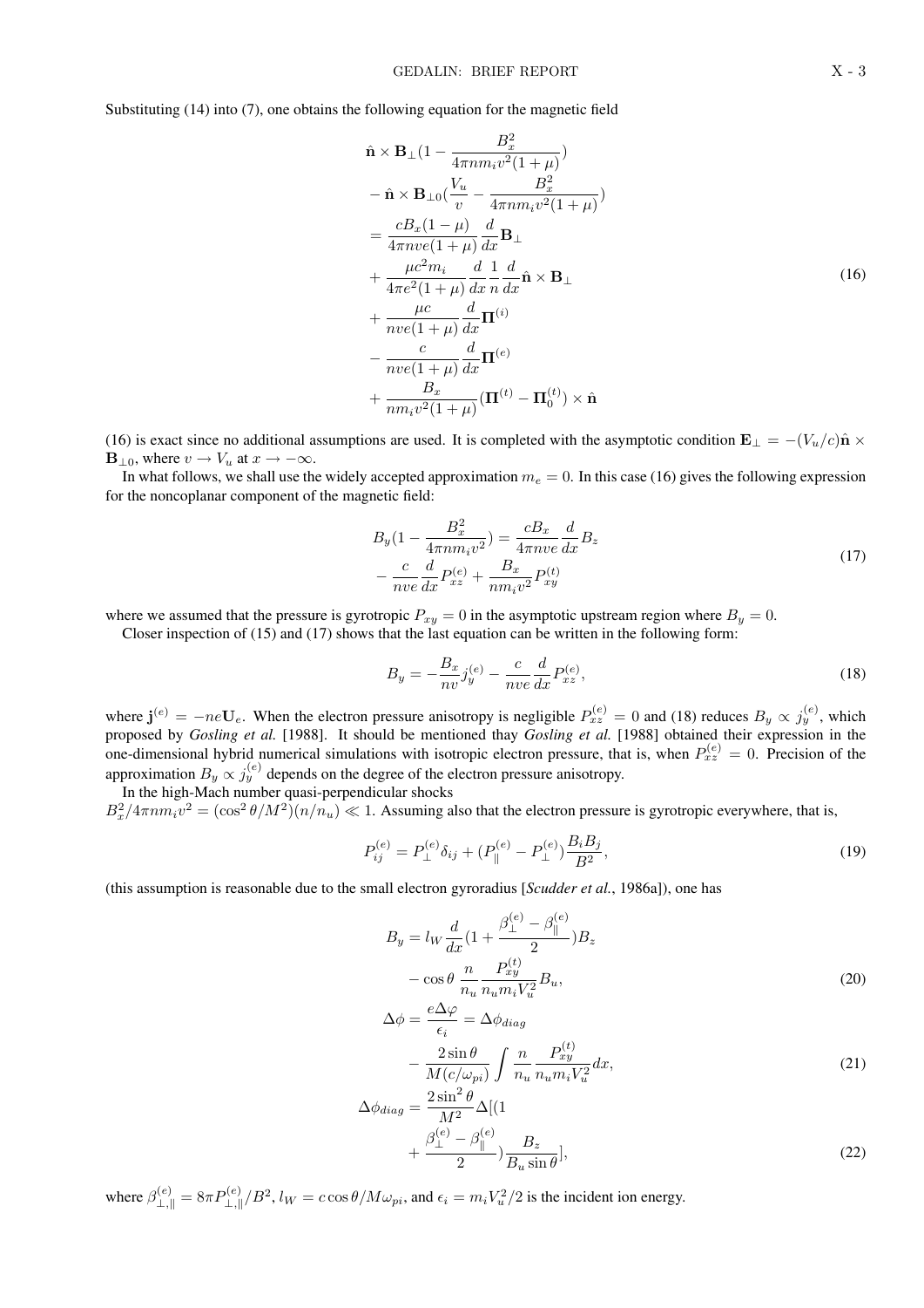Substituting (14) into (7), one obtains the following equation for the magnetic field

$$
\begin{aligned}
&\hat{\mathbf{n}} \times \mathbf{B}_\perp \Big(1 - \frac{B_x^2}{4\pi n m_i v^2 (1+\mu)}\Big) \\
&- \hat{\mathbf{n}} \times \mathbf{B}_{\perp 0} \Big(\frac{V_u}{v} - \frac{B_x^2}{4\pi n m_i v^2 (1+\mu)}\Big) \\
&= \frac{c B_x (1-\mu)}{4\pi n v e (1+\mu)} \frac{d}{dx} \mathbf{B}_\perp \\
&+ \frac{\mu c^2 m_i}{4\pi e^2 (1+\mu)} \frac{d}{dx} \frac{1}{n} \frac{d}{dx} \hat{\mathbf{n}} \times \mathbf{B}_\perp \\
&+ \frac{\mu c}{n v e (1+\mu)} \frac{d}{dx} \mathbf{\Pi}^{(i)} \\
&- \frac{c}{n v e (1+\mu)} \frac{d}{dx} \mathbf{\Pi}^{(e)} \\
&+ \frac{B_x}{n m_i v^2 (1+\mu)} (\mathbf{\Pi}^{(t)} - \mathbf{\Pi}_0^{(t)}) \times \hat{\mathbf{n}}
\end{aligned}
\tag{16}
$$

(16) is exact since no additional assumptions are used. It is completed with the asymptotic condition $\mathbf{E}_\perp = -(V_u/c)\hat{\mathbf{n}} \times \mathbf{B}_{\perp 0}$, where $v \to V_u$ at $x \to -\infty$.

In what follows, we shall use the widely accepted approximation $m_e = 0$. In this case (16) gives the following expression for the noncoplanar component of the magnetic field:

$$
\begin{aligned}
B_y \Big(1 - \frac{B_x^2}{4\pi n m_i v^2}\Big) &= \frac{c B_x}{4\pi n v e} \frac{d}{dx} B_z \\
&- \frac{c}{n v e} \frac{d}{dx} P_{xz}^{(e)} + \frac{B_x}{n m_i v^2} P_{xy}^{(t)}
\end{aligned}
\tag{17}
$$

where we assumed that the pressure is gyrotropic $P_{xy} = 0$ in the asymptotic upstream region where $B_y = 0$.

Closer inspection of (15) and (17) shows that the last equation can be written in the following form:

$$
B_y = -\frac{B_x}{n v} j_y^{(e)} - \frac{c}{n v e} \frac{d}{dx} P_{xz}^{(e)},
\tag{18}
$$

where $\mathbf{j}^{(e)} = -n e \mathbf{U}_e$. When the electron pressure anisotropy is negligible $P_{xz}^{(e)} = 0$ and (18) reduces $B_y \propto j_y^{(e)}$, which proposed by *Gosling et al.* [1988]. It should be mentioned thay *Gosling et al.* [1988] obtained their expression in the one-dimensional hybrid numerical simulations with isotropic electron pressure, that is, when $P_{xz}^{(e)} = 0$. Precision of the approximation $B_y \propto j_y^{(e)}$ depends on the degree of the electron pressure anisotropy.

In the high-Mach number quasi-perpendicular shocks $B_x^2/4\pi n m_i v^2 = (\cos^2\theta/M^2)(n/n_u) \ll 1$. Assuming also that the electron pressure is gyrotropic everywhere, that is,

$$
P_{ij}^{(e)} = P_\perp^{(e)} \delta_{ij} + (P_\parallel^{(e)} - P_\perp^{(e)}) \frac{B_i B_j}{B^2},
\tag{19}
$$

(this assumption is reasonable due to the small electron gyroradius [*Scudder et al.*, 1986a]), one has

$$
\begin{aligned}
B_y &= l_W \frac{d}{dx} \Big(1 + \frac{\beta_\perp^{(e)} - \beta_\parallel^{(e)}}{2}\Big) B_z \\
&- \cos\theta \, \frac{n}{n_u} \frac{P_{xy}^{(t)}}{n_u m_i V_u^2} B_u,
\end{aligned}
\tag{20}
$$

$$
\begin{aligned}
\Delta\phi &= \frac{e\Delta\varphi}{\epsilon_i} = \Delta\phi_{diag} \\
&- \frac{2\sin\theta}{M(c/\omega_{pi})} \int \frac{n}{n_u} \frac{P_{xy}^{(t)}}{n_u m_i V_u^2} dx,
\end{aligned}
\tag{21}
$$

$$
\begin{aligned}
\Delta\phi_{diag} &= \frac{2\sin^2\theta}{M^2} \Delta\Big[\Big(1 \\
&+ \frac{\beta_\perp^{(e)} - \beta_\parallel^{(e)}}{2}\Big) \frac{B_z}{B_u \sin\theta}\Big],
\end{aligned}
\tag{22}
$$

where $\beta_{\perp,\parallel}^{(e)} = 8\pi P_{\perp,\parallel}^{(e)}/B^2$, $l_W = c\cos\theta/M\omega_{pi}$, and $\epsilon_i = m_i V_u^2/2$ is the incident ion energy.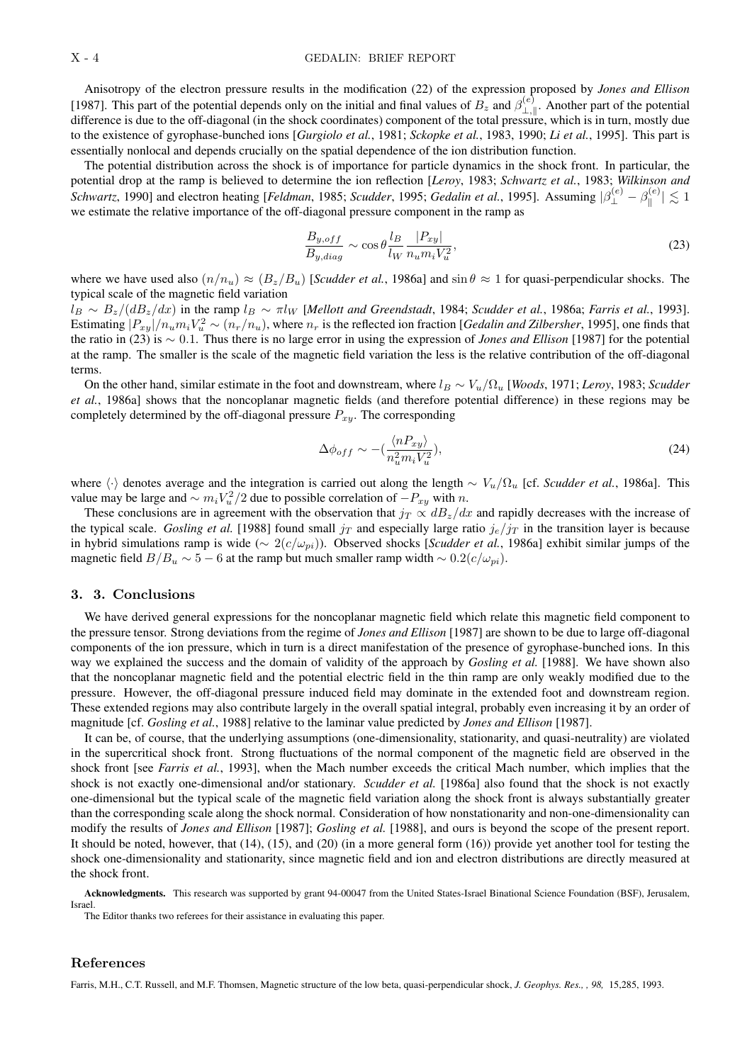Anisotropy of the electron pressure results in the modification (22) of the expression proposed by *Jones and Ellison* [1987]. This part of the potential depends only on the initial and final values of $B_z$ and $\beta^{(e)}_{\perp,\parallel}$. Another part of the potential difference is due to the off-diagonal (in the shock coordinates) component of the total pressure, which is in turn, mostly due to the existence of gyrophase-bunched ions [*Gurgiolo et al.*, 1981; *Sckopke et al.*, 1983, 1990; *Li et al.*, 1995]. This part is essentially nonlocal and depends crucially on the spatial dependence of the ion distribution function.

The potential distribution across the shock is of importance for particle dynamics in the shock front. In particular, the potential drop at the ramp is believed to determine the ion reflection [*Leroy*, 1983; *Schwartz et al.*, 1983; *Wilkinson and Schwartz*, 1990] and electron heating [*Feldman*, 1985; *Scudder*, 1995; *Gedalin et al.*, 1995]. Assuming $|\beta^{(e)}_{\perp} - \beta^{(e)}_{\parallel}| \lesssim 1$ we estimate the relative importance of the off-diagonal pressure component in the ramp as

$$\frac{B_{y,off}}{B_{y,diag}} \sim \cos\theta \frac{l_B}{l_W} \frac{|P_{xy}|}{n_u m_i V_u^2}, \tag{23}$$

where we have used also $(n/n_u) \approx (B_z/B_u)$ [*Scudder et al.*, 1986a] and $\sin\theta \approx 1$ for quasi-perpendicular shocks. The typical scale of the magnetic field variation $l_B \sim B_z/(dB_z/dx)$ in the ramp $l_B \sim \pi l_W$ [*Mellott and Greendstadt*, 1984; *Scudder et al.*, 1986a; *Farris et al.*, 1993]. Estimating $|P_{xy}|/n_u m_i V_u^2 \sim (n_r/n_u)$, where $n_r$ is the reflected ion fraction [*Gedalin and Zilbersher*, 1995], one finds that the ratio in (23) is $\sim 0.1$. Thus there is no large error in using the expression of *Jones and Ellison* [1987] for the potential at the ramp. The smaller is the scale of the magnetic field variation the less is the relative contribution of the off-diagonal terms.

On the other hand, similar estimate in the foot and downstream, where $l_B \sim V_u/\Omega_u$ [*Woods*, 1971; *Leroy*, 1983; *Scudder et al.*, 1986a] shows that the noncoplanar magnetic fields (and therefore potential difference) in these regions may be completely determined by the off-diagonal pressure $P_{xy}$. The corresponding

$$\Delta\phi_{off} \sim -(\frac{\langle nP_{xy}\rangle}{n_u^2 m_i V_u^2}), \tag{24}$$

where $\langle\cdot\rangle$ denotes average and the integration is carried out along the length $\sim V_u/\Omega_u$ [cf. *Scudder et al.*, 1986a]. This value may be large and $\sim m_i V_u^2/2$ due to possible correlation of $-P_{xy}$ with $n$.

These conclusions are in agreement with the observation that $j_T \propto dB_z/dx$ and rapidly decreases with the increase of the typical scale. *Gosling et al.* [1988] found small $j_T$ and especially large ratio $j_e/j_T$ in the transition layer is because in hybrid simulations ramp is wide ($\sim 2(c/\omega_{pi})$). Observed shocks [*Scudder et al.*, 1986a] exhibit similar jumps of the magnetic field $B/B_u \sim 5-6$ at the ramp but much smaller ramp width $\sim 0.2(c/\omega_{pi})$.

## 3. 3. Conclusions

We have derived general expressions for the noncoplanar magnetic field which relate this magnetic field component to the pressure tensor. Strong deviations from the regime of *Jones and Ellison* [1987] are shown to be due to large off-diagonal components of the ion pressure, which in turn is a direct manifestation of the presence of gyrophase-bunched ions. In this way we explained the success and the domain of validity of the approach by *Gosling et al.* [1988]. We have shown also that the noncoplanar magnetic field and the potential electric field in the thin ramp are only weakly modified due to the pressure. However, the off-diagonal pressure induced field may dominate in the extended foot and downstream region. These extended regions may also contribute largely in the overall spatial integral, probably even increasing it by an order of magnitude [cf. *Gosling et al.*, 1988] relative to the laminar value predicted by *Jones and Ellison* [1987].

It can be, of course, that the underlying assumptions (one-dimensionality, stationarity, and quasi-neutrality) are violated in the supercritical shock front. Strong fluctuations of the normal component of the magnetic field are observed in the shock front [see *Farris et al.*, 1993], when the Mach number exceeds the critical Mach number, which implies that the shock is not exactly one-dimensional and/or stationary. *Scudder et al.* [1986a] also found that the shock is not exactly one-dimensional but the typical scale of the magnetic field variation along the shock front is always substantially greater than the corresponding scale along the shock normal. Consideration of how nonstationarity and non-one-dimensionality can modify the results of *Jones and Ellison* [1987]; *Gosling et al.* [1988], and ours is beyond the scope of the present report. It should be noted, however, that (14), (15), and (20) (in a more general form (16)) provide yet another tool for testing the shock one-dimensionality and stationarity, since magnetic field and ion and electron distributions are directly measured at the shock front.

**Acknowledgments.** This research was supported by grant 94-00047 from the United States-Israel Binational Science Foundation (BSF), Jerusalem, Israel.

The Editor thanks two referees for their assistance in evaluating this paper.

## References

Farris, M.H., C.T. Russell, and M.F. Thomsen, Magnetic structure of the low beta, quasi-perpendicular shock, *J. Geophys. Res., , 98,* 15,285, 1993.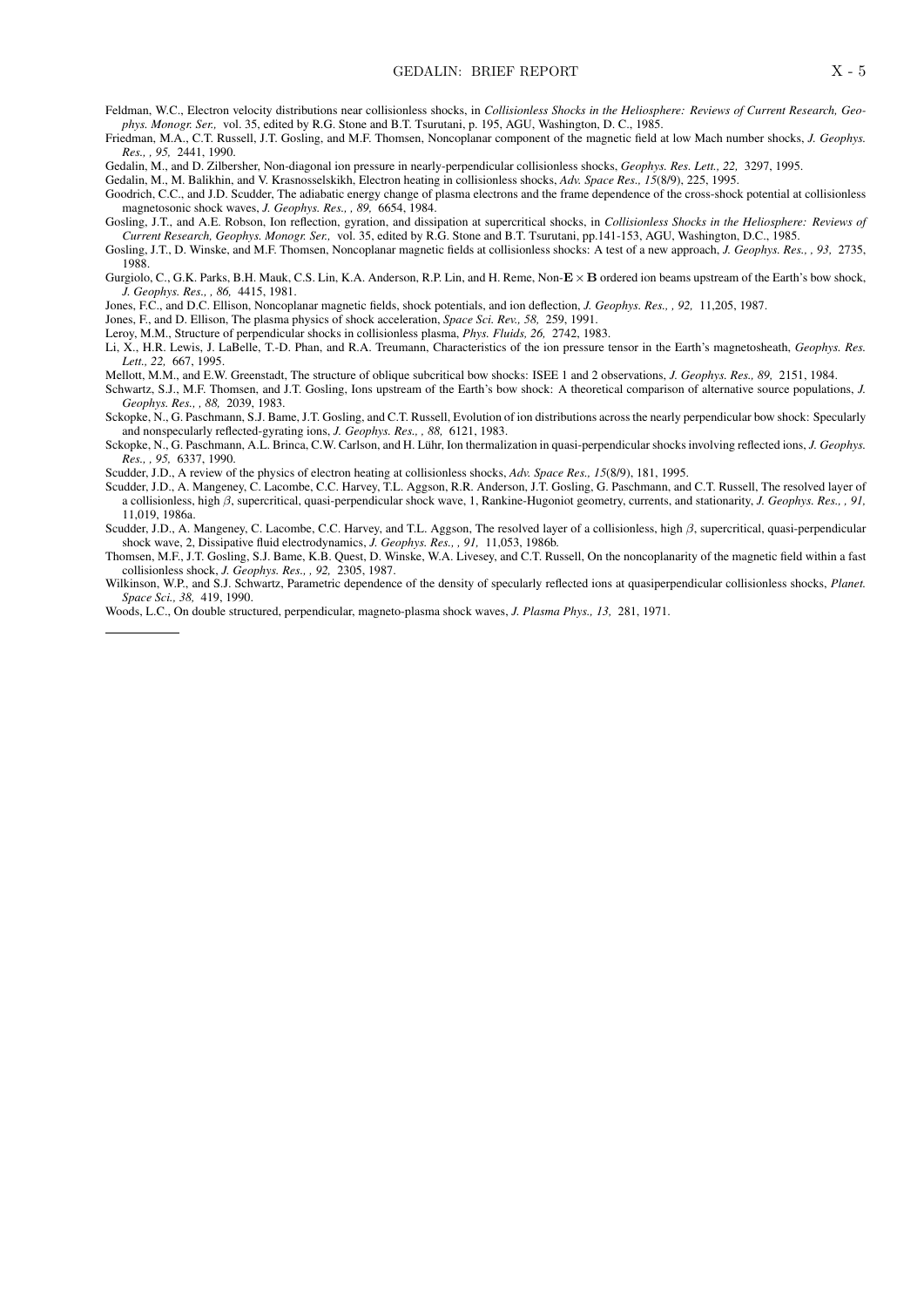Feldman, W.C., Electron velocity distributions near collisionless shocks, in *Collisionless Shocks in the Heliosphere: Reviews of Current Research, Geophys. Monogr. Ser.,* vol. 35, edited by R.G. Stone and B.T. Tsurutani, p. 195, AGU, Washington, D. C., 1985.

Friedman, M.A., C.T. Russell, J.T. Gosling, and M.F. Thomsen, Noncoplanar component of the magnetic field at low Mach number shocks, *J. Geophys. Res., , 95,* 2441, 1990.

Gedalin, M., and D. Zilbersher, Non-diagonal ion pressure in nearly-perpendicular collisionless shocks, *Geophys. Res. Lett., 22,* 3297, 1995.

Gedalin, M., M. Balikhin, and V. Krasnosselskikh, Electron heating in collisionless shocks, *Adv. Space Res., 15*(8/9), 225, 1995.

Goodrich, C.C., and J.D. Scudder, The adiabatic energy change of plasma electrons and the frame dependence of the cross-shock potential at collisionless magnetosonic shock waves, *J. Geophys. Res., , 89,* 6654, 1984.

Gosling, J.T., and A.E. Robson, Ion reflection, gyration, and dissipation at supercritical shocks, in *Collisionless Shocks in the Heliosphere: Reviews of Current Research, Geophys. Monogr. Ser.,* vol. 35, edited by R.G. Stone and B.T. Tsurutani, pp.141-153, AGU, Washington, D.C., 1985.

Gosling, J.T., D. Winske, and M.F. Thomsen, Noncoplanar magnetic fields at collisionless shocks: A test of a new approach, *J. Geophys. Res., , 93,* 2735, 1988.

Gurgiolo, C., G.K. Parks, B.H. Mauk, C.S. Lin, K.A. Anderson, R.P. Lin, and H. Reme, Non-$\mathbf{E}\times\mathbf{B}$ ordered ion beams upstream of the Earth's bow shock, *J. Geophys. Res., , 86,* 4415, 1981.

Jones, F.C., and D.C. Ellison, Noncoplanar magnetic fields, shock potentials, and ion deflection, *J. Geophys. Res., , 92,* 11,205, 1987.

Jones, F., and D. Ellison, The plasma physics of shock acceleration, *Space Sci. Rev., 58,* 259, 1991.

Leroy, M.M., Structure of perpendicular shocks in collisionless plasma, *Phys. Fluids, 26,* 2742, 1983.

Li, X., H.R. Lewis, J. LaBelle, T.-D. Phan, and R.A. Treumann, Characteristics of the ion pressure tensor in the Earth's magnetosheath, *Geophys. Res. Lett., 22,* 667, 1995.

Mellott, M.M., and E.W. Greenstadt, The structure of oblique subcritical bow shocks: ISEE 1 and 2 observations, *J. Geophys. Res., 89,* 2151, 1984.

Schwartz, S.J., M.F. Thomsen, and J.T. Gosling, Ions upstream of the Earth's bow shock: A theoretical comparison of alternative source populations, *J. Geophys. Res., , 88,* 2039, 1983.

Sckopke, N., G. Paschmann, S.J. Bame, J.T. Gosling, and C.T. Russell, Evolution of ion distributions across the nearly perpendicular bow shock: Specularly and nonspecularly reflected-gyrating ions, *J. Geophys. Res., , 88,* 6121, 1983.

Sckopke, N., G. Paschmann, A.L. Brinca, C.W. Carlson, and H. Lühr, Ion thermalization in quasi-perpendicular shocks involving reflected ions, *J. Geophys. Res., , 95,* 6337, 1990.

Scudder, J.D., A review of the physics of electron heating at collisionless shocks, *Adv. Space Res., 15*(8/9), 181, 1995.

Scudder, J.D., A. Mangeney, C. Lacombe, C.C. Harvey, T.L. Aggson, R.R. Anderson, J.T. Gosling, G. Paschmann, and C.T. Russell, The resolved layer of a collisionless, high $\beta$, supercritical, quasi-perpendicular shock wave, 1, Rankine-Hugoniot geometry, currents, and stationarity, *J. Geophys. Res., , 91,* 11,019, 1986a.

Scudder, J.D., A. Mangeney, C. Lacombe, C.C. Harvey, and T.L. Aggson, The resolved layer of a collisionless, high $\beta$, supercritical, quasi-perpendicular shock wave, 2, Dissipative fluid electrodynamics, *J. Geophys. Res., , 91,* 11,053, 1986b.

Thomsen, M.F., J.T. Gosling, S.J. Bame, K.B. Quest, D. Winske, W.A. Livesey, and C.T. Russell, On the noncoplanarity of the magnetic field within a fast collisionless shock, *J. Geophys. Res., , 92,* 2305, 1987.

Wilkinson, W.P., and S.J. Schwartz, Parametric dependence of the density of specularly reflected ions at quasiperpendicular collisionless shocks, *Planet. Space Sci., 38,* 419, 1990.

Woods, L.C., On double structured, perpendicular, magneto-plasma shock waves, *J. Plasma Phys., 13,* 281, 1971.